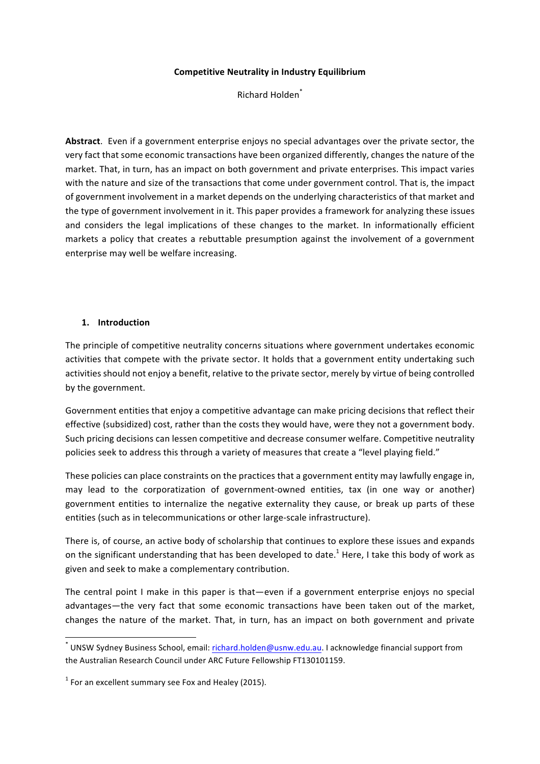# Competitive Neutrality in Industry Equilibrium

Richard Holden[*]

**Abstract**. Even if a government enterprise enjoys no special advantages over the private sector, the very fact that some economic transactions have been organized differently, changes the nature of the market. That, in turn, has an impact on both government and private enterprises. This impact varies with the nature and size of the transactions that come under government control. That is, the impact of government involvement in a market depends on the underlying characteristics of that market and the type of government involvement in it. This paper provides a framework for analyzing these issues and considers the legal implications of these changes to the market. In informationally efficient markets a policy that creates a rebuttable presumption against the involvement of a government enterprise may well be welfare increasing.

## 1. Introduction

The principle of competitive neutrality concerns situations where government undertakes economic activities that compete with the private sector. It holds that a government entity undertaking such activities should not enjoy a benefit, relative to the private sector, merely by virtue of being controlled by the government.

Government entities that enjoy a competitive advantage can make pricing decisions that reflect their effective (subsidized) cost, rather than the costs they would have, were they not a government body. Such pricing decisions can lessen competitive and decrease consumer welfare. Competitive neutrality policies seek to address this through a variety of measures that create a "level playing field."

These policies can place constraints on the practices that a government entity may lawfully engage in, may lead to the corporatization of government-owned entities, tax (in one way or another) government entities to internalize the negative externality they cause, or break up parts of these entities (such as in telecommunications or other large-scale infrastructure).

There is, of course, an active body of scholarship that continues to explore these issues and expands on the significant understanding that has been developed to date.[1] Here, I take this body of work as given and seek to make a complementary contribution.

The central point I make in this paper is that—even if a government enterprise enjoys no special advantages—the very fact that some economic transactions have been taken out of the market, changes the nature of the market. That, in turn, has an impact on both government and private

---

[*] UNSW Sydney Business School, email: richard.holden@usnw.edu.au. I acknowledge financial support from the Australian Research Council under ARC Future Fellowship FT130101159.

[1] For an excellent summary see Fox and Healey (2015).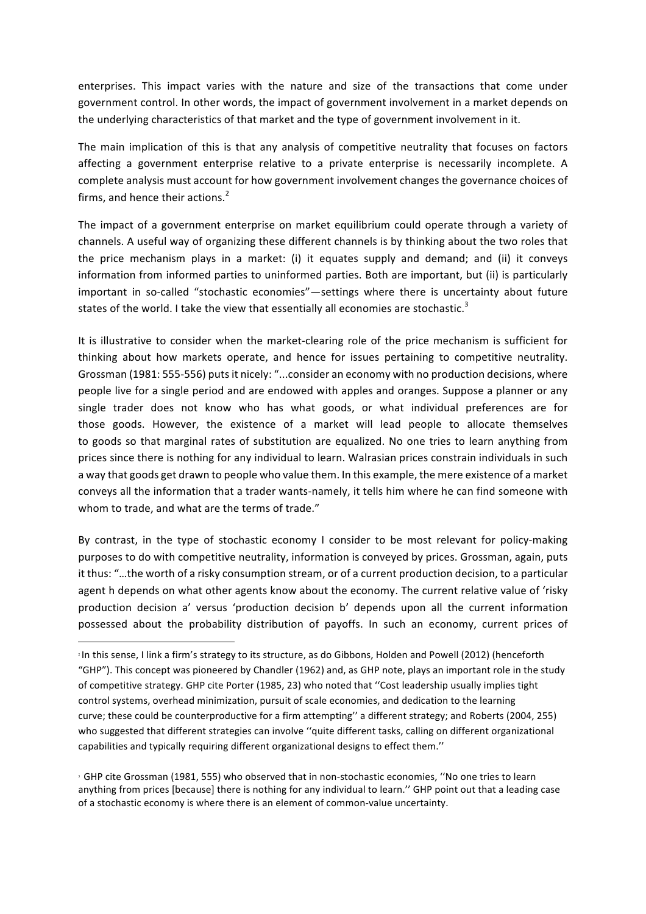enterprises. This impact varies with the nature and size of the transactions that come under government control. In other words, the impact of government involvement in a market depends on the underlying characteristics of that market and the type of government involvement in it.

The main implication of this is that any analysis of competitive neutrality that focuses on factors affecting a government enterprise relative to a private enterprise is necessarily incomplete. A complete analysis must account for how government involvement changes the governance choices of firms, and hence their actions.[2]

The impact of a government enterprise on market equilibrium could operate through a variety of channels. A useful way of organizing these different channels is by thinking about the two roles that the price mechanism plays in a market: (i) it equates supply and demand; and (ii) it conveys information from informed parties to uninformed parties. Both are important, but (ii) is particularly important in so-called "stochastic economies"—settings where there is uncertainty about future states of the world. I take the view that essentially all economies are stochastic.[3]

It is illustrative to consider when the market-clearing role of the price mechanism is sufficient for thinking about how markets operate, and hence for issues pertaining to competitive neutrality. Grossman (1981: 555-556) puts it nicely: "...consider an economy with no production decisions, where people live for a single period and are endowed with apples and oranges. Suppose a planner or any single trader does not know who has what goods, or what individual preferences are for those goods. However, the existence of a market will lead people to allocate themselves to goods so that marginal rates of substitution are equalized. No one tries to learn anything from prices since there is nothing for any individual to learn. Walrasian prices constrain individuals in such a way that goods get drawn to people who value them. In this example, the mere existence of a market conveys all the information that a trader wants-namely, it tells him where he can find someone with whom to trade, and what are the terms of trade."

By contrast, in the type of stochastic economy I consider to be most relevant for policy-making purposes to do with competitive neutrality, information is conveyed by prices. Grossman, again, puts it thus: "…the worth of a risky consumption stream, or of a current production decision, to a particular agent h depends on what other agents know about the economy. The current relative value of 'risky production decision a' versus 'production decision b' depends upon all the current information possessed about the probability distribution of payoffs. In such an economy, current prices of

---

[2] In this sense, I link a firm's strategy to its structure, as do Gibbons, Holden and Powell (2012) (henceforth "GHP"). This concept was pioneered by Chandler (1962) and, as GHP note, plays an important role in the study of competitive strategy. GHP cite Porter (1985, 23) who noted that ''Cost leadership usually implies tight control systems, overhead minimization, pursuit of scale economies, and dedication to the learning curve; these could be counterproductive for a firm attempting'' a different strategy; and Roberts (2004, 255) who suggested that different strategies can involve ''quite different tasks, calling on different organizational capabilities and typically requiring different organizational designs to effect them.''

[3] GHP cite Grossman (1981, 555) who observed that in non-stochastic economies, ''No one tries to learn anything from prices [because] there is nothing for any individual to learn.'' GHP point out that a leading case of a stochastic economy is where there is an element of common-value uncertainty.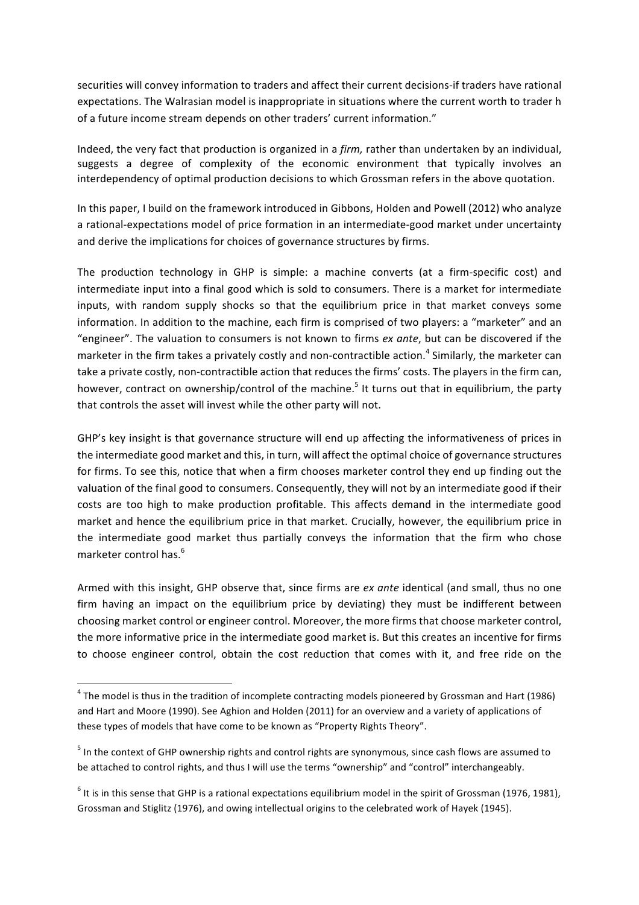securities will convey information to traders and affect their current decisions-if traders have rational expectations. The Walrasian model is inappropriate in situations where the current worth to trader h of a future income stream depends on other traders' current information."

Indeed, the very fact that production is organized in a *firm,* rather than undertaken by an individual, suggests a degree of complexity of the economic environment that typically involves an interdependency of optimal production decisions to which Grossman refers in the above quotation.

In this paper, I build on the framework introduced in Gibbons, Holden and Powell (2012) who analyze a rational-expectations model of price formation in an intermediate-good market under uncertainty and derive the implications for choices of governance structures by firms.

The production technology in GHP is simple: a machine converts (at a firm-specific cost) and intermediate input into a final good which is sold to consumers. There is a market for intermediate inputs, with random supply shocks so that the equilibrium price in that market conveys some information. In addition to the machine, each firm is comprised of two players: a "marketer" and an "engineer". The valuation to consumers is not known to firms *ex ante*, but can be discovered if the marketer in the firm takes a privately costly and non-contractible action.[4] Similarly, the marketer can take a private costly, non-contractible action that reduces the firms' costs. The players in the firm can, however, contract on ownership/control of the machine.[5] It turns out that in equilibrium, the party that controls the asset will invest while the other party will not.

GHP's key insight is that governance structure will end up affecting the informativeness of prices in the intermediate good market and this, in turn, will affect the optimal choice of governance structures for firms. To see this, notice that when a firm chooses marketer control they end up finding out the valuation of the final good to consumers. Consequently, they will not by an intermediate good if their costs are too high to make production profitable. This affects demand in the intermediate good market and hence the equilibrium price in that market. Crucially, however, the equilibrium price in the intermediate good market thus partially conveys the information that the firm who chose marketer control has.[6]

Armed with this insight, GHP observe that, since firms are *ex ante* identical (and small, thus no one firm having an impact on the equilibrium price by deviating) they must be indifferent between choosing market control or engineer control. Moreover, the more firms that choose marketer control, the more informative price in the intermediate good market is. But this creates an incentive for firms to choose engineer control, obtain the cost reduction that comes with it, and free ride on the

---

[4] The model is thus in the tradition of incomplete contracting models pioneered by Grossman and Hart (1986) and Hart and Moore (1990). See Aghion and Holden (2011) for an overview and a variety of applications of these types of models that have come to be known as "Property Rights Theory".

[5] In the context of GHP ownership rights and control rights are synonymous, since cash flows are assumed to be attached to control rights, and thus I will use the terms "ownership" and "control" interchangeably.

[6] It is in this sense that GHP is a rational expectations equilibrium model in the spirit of Grossman (1976, 1981), Grossman and Stiglitz (1976), and owing intellectual origins to the celebrated work of Hayek (1945).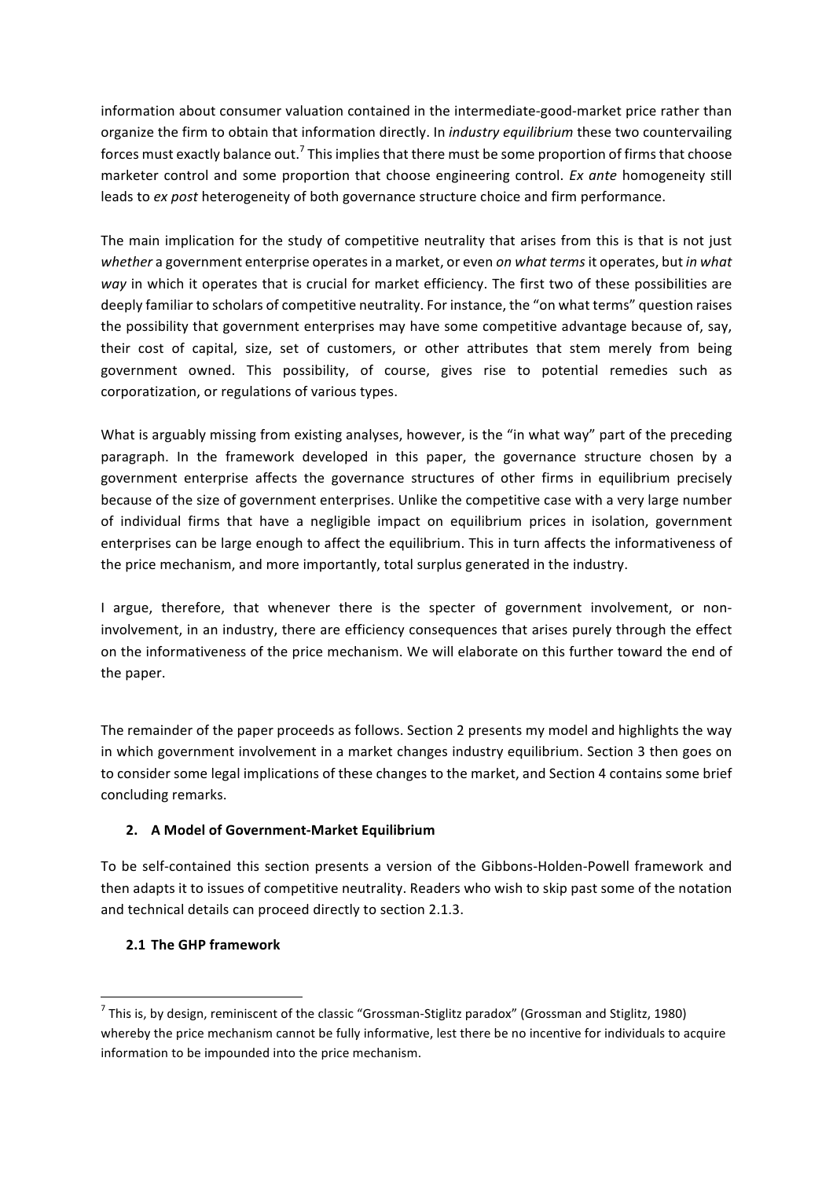information about consumer valuation contained in the intermediate-good-market price rather than organize the firm to obtain that information directly. In *industry equilibrium* these two countervailing forces must exactly balance out.[7] This implies that there must be some proportion of firms that choose marketer control and some proportion that choose engineering control. *Ex ante* homogeneity still leads to *ex post* heterogeneity of both governance structure choice and firm performance.

The main implication for the study of competitive neutrality that arises from this is that is not just *whether* a government enterprise operates in a market, or even *on what terms* it operates, but *in what way* in which it operates that is crucial for market efficiency. The first two of these possibilities are deeply familiar to scholars of competitive neutrality. For instance, the "on what terms" question raises the possibility that government enterprises may have some competitive advantage because of, say, their cost of capital, size, set of customers, or other attributes that stem merely from being government owned. This possibility, of course, gives rise to potential remedies such as corporatization, or regulations of various types.

What is arguably missing from existing analyses, however, is the "in what way" part of the preceding paragraph. In the framework developed in this paper, the governance structure chosen by a government enterprise affects the governance structures of other firms in equilibrium precisely because of the size of government enterprises. Unlike the competitive case with a very large number of individual firms that have a negligible impact on equilibrium prices in isolation, government enterprises can be large enough to affect the equilibrium. This in turn affects the informativeness of the price mechanism, and more importantly, total surplus generated in the industry.

I argue, therefore, that whenever there is the specter of government involvement, or non-involvement, in an industry, there are efficiency consequences that arises purely through the effect on the informativeness of the price mechanism. We will elaborate on this further toward the end of the paper.

The remainder of the paper proceeds as follows. Section 2 presents my model and highlights the way in which government involvement in a market changes industry equilibrium. Section 3 then goes on to consider some legal implications of these changes to the market, and Section 4 contains some brief concluding remarks.

## 2. A Model of Government-Market Equilibrium

To be self-contained this section presents a version of the Gibbons-Holden-Powell framework and then adapts it to issues of competitive neutrality. Readers who wish to skip past some of the notation and technical details can proceed directly to section 2.1.3.

### 2.1 The GHP framework

[7] This is, by design, reminiscent of the classic "Grossman-Stiglitz paradox" (Grossman and Stiglitz, 1980) whereby the price mechanism cannot be fully informative, lest there be no incentive for individuals to acquire information to be impounded into the price mechanism.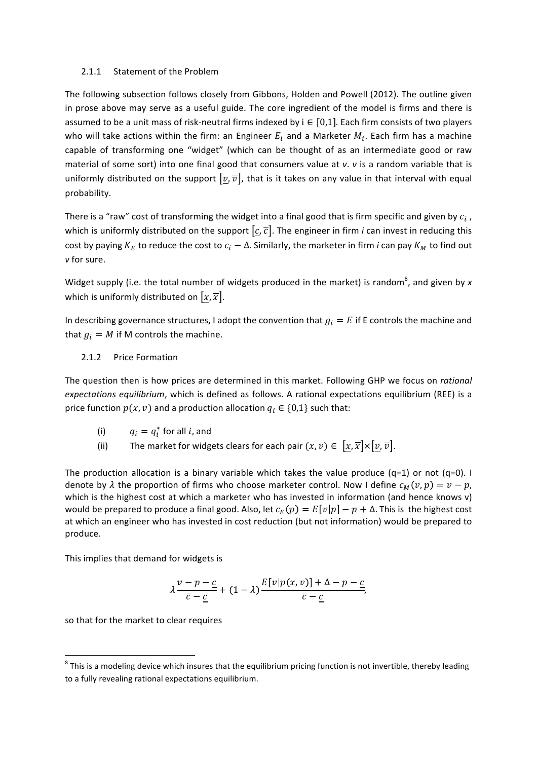### 2.1.1 Statement of the Problem

The following subsection follows closely from Gibbons, Holden and Powell (2012). The outline given in prose above may serve as a useful guide. The core ingredient of the model is firms and there is assumed to be a unit mass of risk-neutral firms indexed by $i \in [0,1]$. Each firm consists of two players who will take actions within the firm: an Engineer $E_i$ and a Marketer $M_i$. Each firm has a machine capable of transforming one "widget" (which can be thought of as an intermediate good or raw material of some sort) into one final good that consumers value at $v$. $v$ is a random variable that is uniformly distributed on the support $[\underline{v}, \overline{v}]$, that is it takes on any value in that interval with equal probability.

There is a "raw" cost of transforming the widget into a final good that is firm specific and given by $c_i$, which is uniformly distributed on the support $[\underline{c}, \overline{c}]$. The engineer in firm *i* can invest in reducing this cost by paying $K_E$ to reduce the cost to $c_i - \Delta$. Similarly, the marketer in firm *i* can pay $K_M$ to find out *v* for sure.

Widget supply (i.e. the total number of widgets produced in the market) is random[8], and given by *x* which is uniformly distributed on $[\underline{x}, \overline{x}]$.

In describing governance structures, I adopt the convention that $g_i = E$ if E controls the machine and that $g_i = M$ if M controls the machine.

### 2.1.2 Price Formation

The question then is how prices are determined in this market. Following GHP we focus on *rational expectations equilibrium*, which is defined as follows. A rational expectations equilibrium (REE) is a price function $p(x, v)$ and a production allocation $q_i \in \{0,1\}$ such that:

(i) $q_i = q_i^*$ for all *i*, and

(ii) The market for widgets clears for each pair $(x, v) \in [\underline{x}, \overline{x}] \times [\underline{v}, \overline{v}]$.

The production allocation is a binary variable which takes the value produce (q=1) or not (q=0). I denote by $\lambda$ the proportion of firms who choose marketer control. Now I define $c_M(v, p) = v - p$, which is the highest cost at which a marketer who has invested in information (and hence knows v) would be prepared to produce a final good. Also, let $c_E(p) = E[v|p] - p + \Delta$. This is the highest cost at which an engineer who has invested in cost reduction (but not information) would be prepared to produce.

This implies that demand for widgets is

$$\lambda \frac{v - p - \underline{c}}{\overline{c} - \underline{c}} + (1 - \lambda) \frac{E[v|p(x, v)] + \Delta - p - \underline{c}}{\overline{c} - \underline{c}},$$

so that for the market to clear requires

[8] This is a modeling device which insures that the equilibrium pricing function is not invertible, thereby leading to a fully revealing rational expectations equilibrium.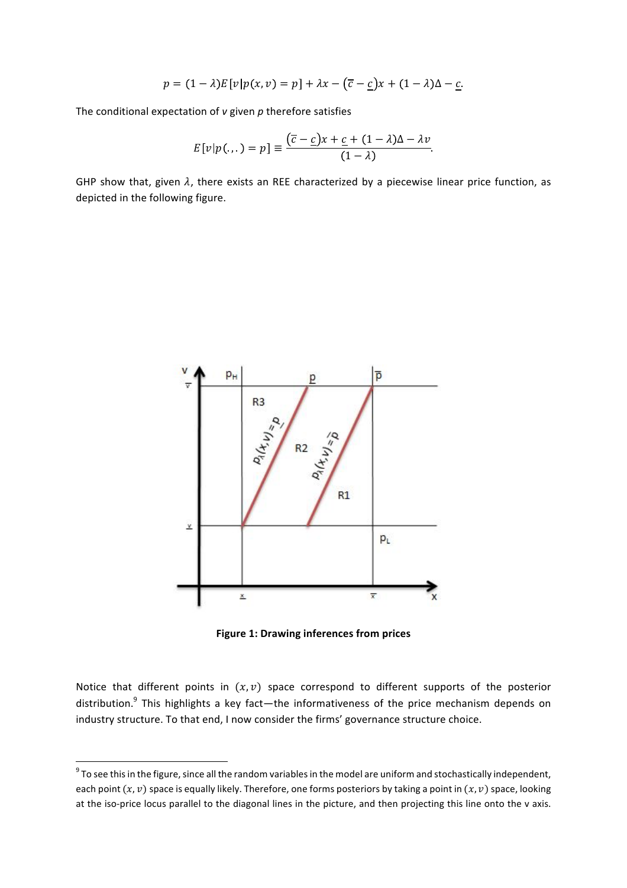$$p = (1-\lambda)E[v|p(x,v) = p] + \lambda x - (\overline{c} - \underline{c})x + (1-\lambda)\Delta - \underline{c}.$$

The conditional expectation of $v$ given $p$ therefore satisfies

$$E[v|p(.,.) = p] \equiv \frac{(\overline{c} - \underline{c})x + \underline{c} + (1-\lambda)\Delta - \lambda v}{(1-\lambda)}.$$

GHP show that, given $\lambda$, there exists an REE characterized by a piecewise linear price function, as depicted in the following figure.

**Figure 1: Drawing inferences from prices**

Notice that different points in $(x, v)$ space correspond to different supports of the posterior distribution.[9] This highlights a key fact—the informativeness of the price mechanism depends on industry structure. To that end, I now consider the firms' governance structure choice.

[9] To see this in the figure, since all the random variables in the model are uniform and stochastically independent, each point $(x, v)$ space is equally likely. Therefore, one forms posteriors by taking a point in $(x, v)$ space, looking at the iso-price locus parallel to the diagonal lines in the picture, and then projecting this line onto the v axis.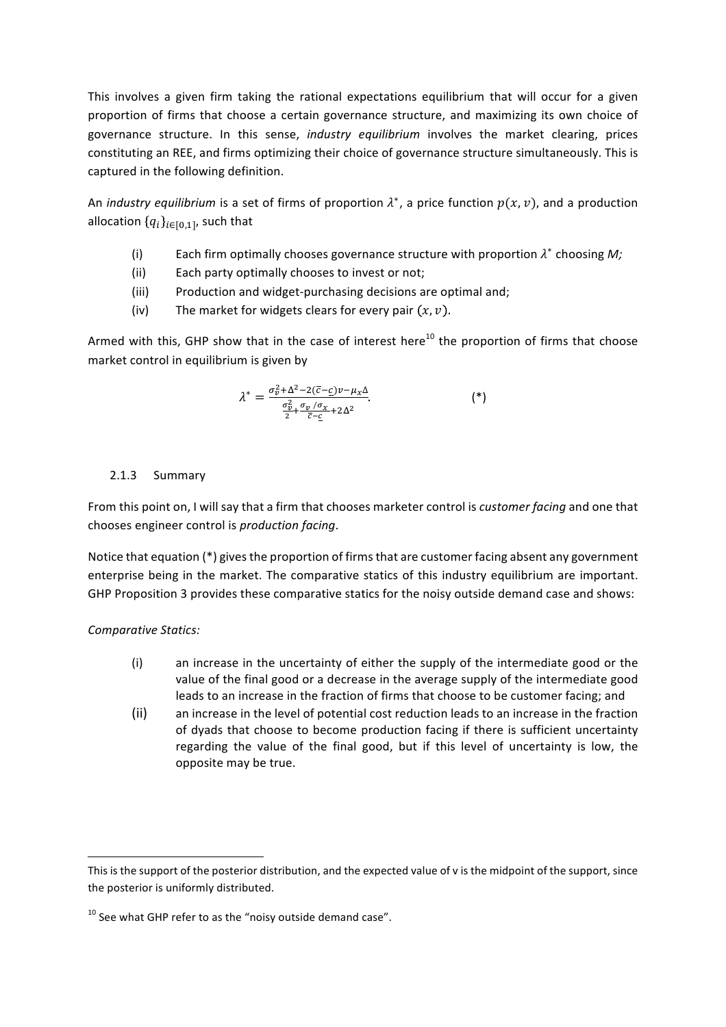This involves a given firm taking the rational expectations equilibrium that will occur for a given proportion of firms that choose a certain governance structure, and maximizing its own choice of governance structure. In this sense, *industry equilibrium* involves the market clearing, prices constituting an REE, and firms optimizing their choice of governance structure simultaneously. This is captured in the following definition.

An *industry equilibrium* is a set of firms of proportion $\lambda^*$, a price function $p(x, v)$, and a production allocation $\{q_i\}_{i\in[0,1]}$, such that

- (i) Each firm optimally chooses governance structure with proportion $\lambda^*$ choosing *M;*
- (ii) Each party optimally chooses to invest or not;
- (iii) Production and widget-purchasing decisions are optimal and;
- (iv) The market for widgets clears for every pair $(x, v)$.

Armed with this, GHP show that in the case of interest here[10] the proportion of firms that choose market control in equilibrium is given by

$$\lambda^* = \frac{\sigma_v^2 + \Delta^2 - 2(\bar{c} - \underline{c})v - \mu_x \Delta}{\frac{\sigma_v^2}{2} + \frac{\sigma_v / \sigma_x}{\bar{c} - \underline{c}} + 2\Delta^2}. \qquad (*)$$

### 2.1.3 Summary

From this point on, I will say that a firm that chooses marketer control is *customer facing* and one that chooses engineer control is *production facing*.

Notice that equation (*) gives the proportion of firms that are customer facing absent any government enterprise being in the market. The comparative statics of this industry equilibrium are important. GHP Proposition 3 provides these comparative statics for the noisy outside demand case and shows:

*Comparative Statics:*

- (i) an increase in the uncertainty of either the supply of the intermediate good or the value of the final good or a decrease in the average supply of the intermediate good leads to an increase in the fraction of firms that choose to be customer facing; and
- (ii) an increase in the level of potential cost reduction leads to an increase in the fraction of dyads that choose to become production facing if there is sufficient uncertainty regarding the value of the final good, but if this level of uncertainty is low, the opposite may be true.

---

This is the support of the posterior distribution, and the expected value of v is the midpoint of the support, since the posterior is uniformly distributed.

[10] See what GHP refer to as the "noisy outside demand case".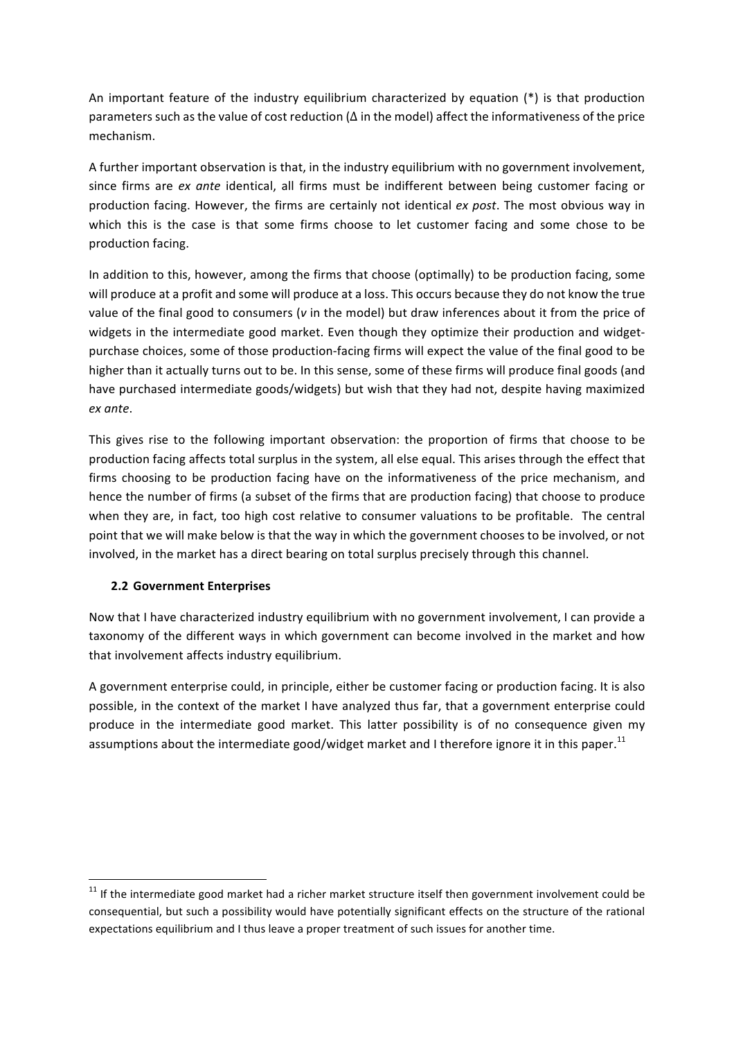An important feature of the industry equilibrium characterized by equation (*) is that production parameters such as the value of cost reduction ($\Delta$ in the model) affect the informativeness of the price mechanism.

A further important observation is that, in the industry equilibrium with no government involvement, since firms are *ex ante* identical, all firms must be indifferent between being customer facing or production facing. However, the firms are certainly not identical *ex post*. The most obvious way in which this is the case is that some firms choose to let customer facing and some chose to be production facing.

In addition to this, however, among the firms that choose (optimally) to be production facing, some will produce at a profit and some will produce at a loss. This occurs because they do not know the true value of the final good to consumers ($v$ in the model) but draw inferences about it from the price of widgets in the intermediate good market. Even though they optimize their production and widget-purchase choices, some of those production-facing firms will expect the value of the final good to be higher than it actually turns out to be. In this sense, some of these firms will produce final goods (and have purchased intermediate goods/widgets) but wish that they had not, despite having maximized *ex ante*.

This gives rise to the following important observation: the proportion of firms that choose to be production facing affects total surplus in the system, all else equal. This arises through the effect that firms choosing to be production facing have on the informativeness of the price mechanism, and hence the number of firms (a subset of the firms that are production facing) that choose to produce when they are, in fact, too high cost relative to consumer valuations to be profitable. The central point that we will make below is that the way in which the government chooses to be involved, or not involved, in the market has a direct bearing on total surplus precisely through this channel.

### 2.2 Government Enterprises

Now that I have characterized industry equilibrium with no government involvement, I can provide a taxonomy of the different ways in which government can become involved in the market and how that involvement affects industry equilibrium.

A government enterprise could, in principle, either be customer facing or production facing. It is also possible, in the context of the market I have analyzed thus far, that a government enterprise could produce in the intermediate good market. This latter possibility is of no consequence given my assumptions about the intermediate good/widget market and I therefore ignore it in this paper.[11]

[11] If the intermediate good market had a richer market structure itself then government involvement could be consequential, but such a possibility would have potentially significant effects on the structure of the rational expectations equilibrium and I thus leave a proper treatment of such issues for another time.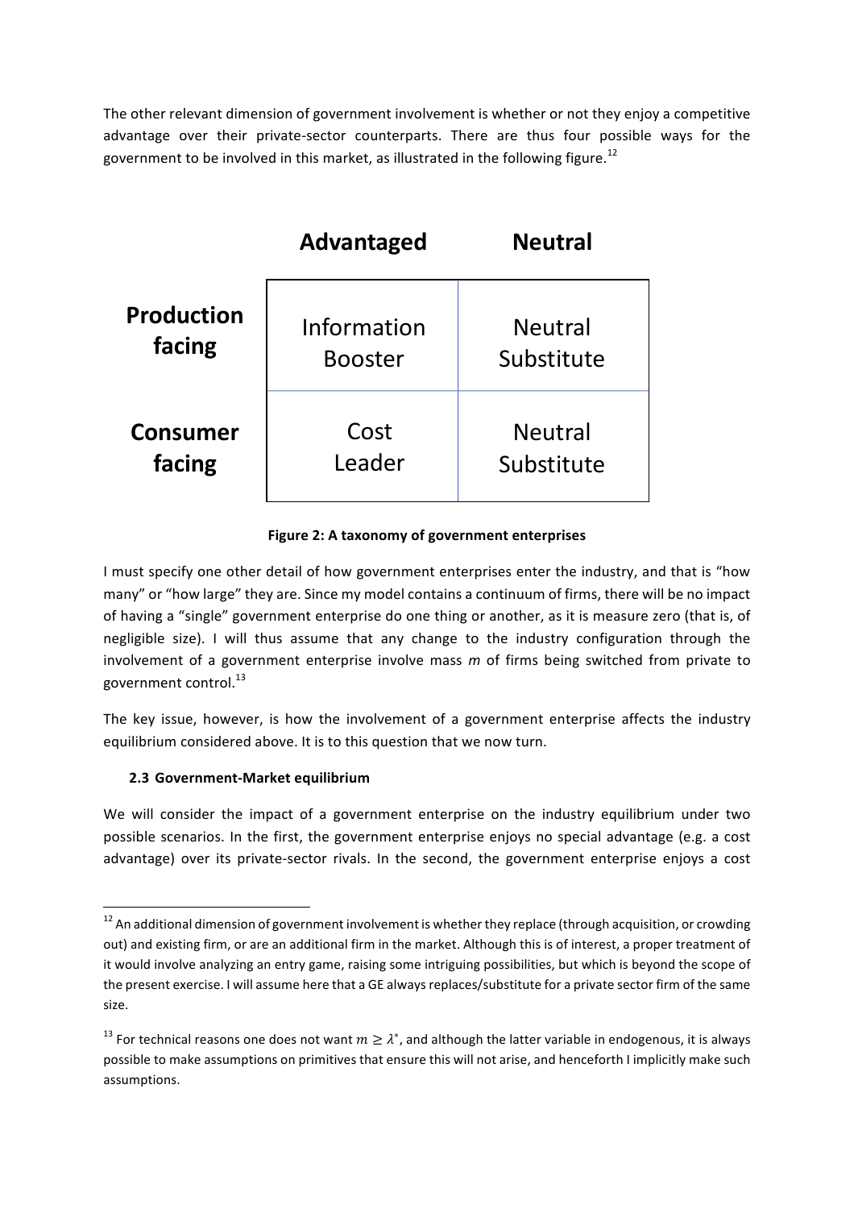The other relevant dimension of government involvement is whether or not they enjoy a competitive advantage over their private-sector counterparts. There are thus four possible ways for the government to be involved in this market, as illustrated in the following figure.[12]

| | Advantaged | Neutral |
|---|---|---|
| **Production facing** | Information Booster | Neutral Substitute |
| **Consumer facing** | Cost Leader | Neutral Substitute |

**Figure 2: A taxonomy of government enterprises**

I must specify one other detail of how government enterprises enter the industry, and that is "how many" or "how large" they are. Since my model contains a continuum of firms, there will be no impact of having a "single" government enterprise do one thing or another, as it is measure zero (that is, of negligible size). I will thus assume that any change to the industry configuration through the involvement of a government enterprise involve mass $m$ of firms being switched from private to government control.[13]

The key issue, however, is how the involvement of a government enterprise affects the industry equilibrium considered above. It is to this question that we now turn.

### 2.3 Government-Market equilibrium

We will consider the impact of a government enterprise on the industry equilibrium under two possible scenarios. In the first, the government enterprise enjoys no special advantage (e.g. a cost advantage) over its private-sector rivals. In the second, the government enterprise enjoys a cost

---

[12] An additional dimension of government involvement is whether they replace (through acquisition, or crowding out) and existing firm, or are an additional firm in the market. Although this is of interest, a proper treatment of it would involve analyzing an entry game, raising some intriguing possibilities, but which is beyond the scope of the present exercise. I will assume here that a GE always replaces/substitute for a private sector firm of the same size.

[13] For technical reasons one does not want $m \geq \lambda^*$, and although the latter variable in endogenous, it is always possible to make assumptions on primitives that ensure this will not arise, and henceforth I implicitly make such assumptions.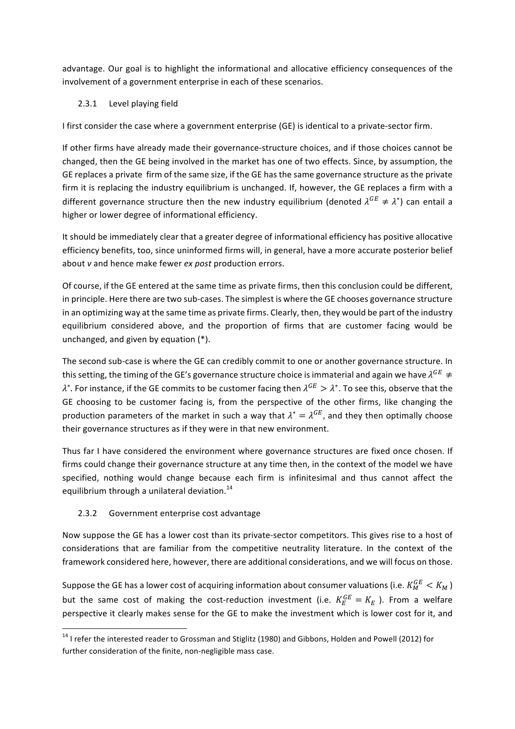advantage. Our goal is to highlight the informational and allocative efficiency consequences of the involvement of a government enterprise in each of these scenarios.

### 2.3.1 Level playing field

I first consider the case where a government enterprise (GE) is identical to a private-sector firm.

If other firms have already made their governance-structure choices, and if those choices cannot be changed, then the GE being involved in the market has one of two effects. Since, by assumption, the GE replaces a private firm of the same size, if the GE has the same governance structure as the private firm it is replacing the industry equilibrium is unchanged. If, however, the GE replaces a firm with a different governance structure then the new industry equilibrium (denoted $\lambda^{GE} \neq \lambda^{*}$) can entail a higher or lower degree of informational efficiency.

It should be immediately clear that a greater degree of informational efficiency has positive allocative efficiency benefits, too, since uninformed firms will, in general, have a more accurate posterior belief about *v* and hence make fewer *ex post* production errors.

Of course, if the GE entered at the same time as private firms, then this conclusion could be different, in principle. Here there are two sub-cases. The simplest is where the GE chooses governance structure in an optimizing way at the same time as private firms. Clearly, then, they would be part of the industry equilibrium considered above, and the proportion of firms that are customer facing would be unchanged, and given by equation (*).

The second sub-case is where the GE can credibly commit to one or another governance structure. In this setting, the timing of the GE's governance structure choice is immaterial and again we have $\lambda^{GE} \neq \lambda^{*}$. For instance, if the GE commits to be customer facing then $\lambda^{GE} > \lambda^{*}$. To see this, observe that the GE choosing to be customer facing is, from the perspective of the other firms, like changing the production parameters of the market in such a way that $\lambda^{*} = \lambda^{GE}$, and they then optimally choose their governance structures as if they were in that new environment.

Thus far I have considered the environment where governance structures are fixed once chosen. If firms could change their governance structure at any time then, in the context of the model we have specified, nothing would change because each firm is infinitesimal and thus cannot affect the equilibrium through a unilateral deviation.[14]

### 2.3.2 Government enterprise cost advantage

Now suppose the GE has a lower cost than its private-sector competitors. This gives rise to a host of considerations that are familiar from the competitive neutrality literature. In the context of the framework considered here, however, there are additional considerations, and we will focus on those.

Suppose the GE has a lower cost of acquiring information about consumer valuations (i.e. $K_M^{GE} < K_M$) but the same cost of making the cost-reduction investment (i.e. $K_E^{GE} = K_E$). From a welfare perspective it clearly makes sense for the GE to make the investment which is lower cost for it, and

[14] I refer the interested reader to Grossman and Stiglitz (1980) and Gibbons, Holden and Powell (2012) for further consideration of the finite, non-negligible mass case.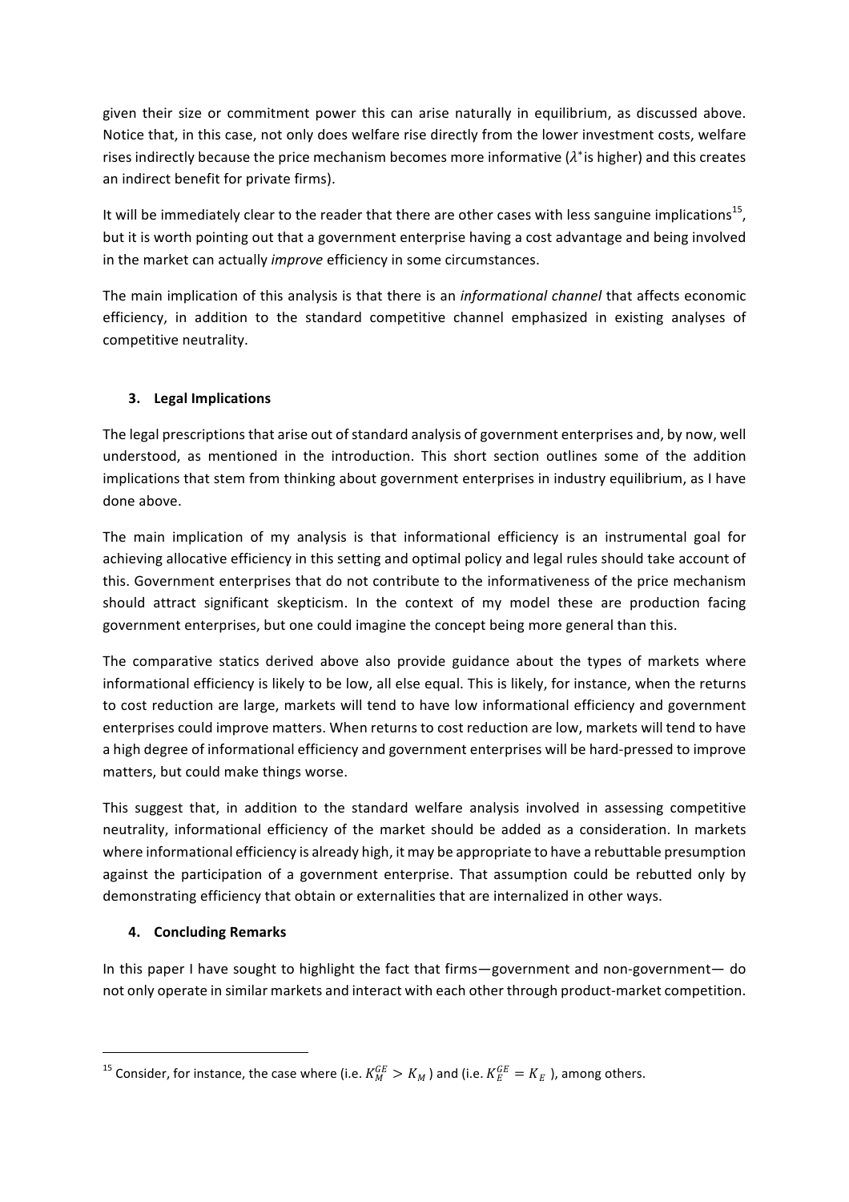given their size or commitment power this can arise naturally in equilibrium, as discussed above. Notice that, in this case, not only does welfare rise directly from the lower investment costs, welfare rises indirectly because the price mechanism becomes more informative ($\lambda^*$is higher) and this creates an indirect benefit for private firms).

It will be immediately clear to the reader that there are other cases with less sanguine implications[15], but it is worth pointing out that a government enterprise having a cost advantage and being involved in the market can actually *improve* efficiency in some circumstances.

The main implication of this analysis is that there is an *informational channel* that affects economic efficiency, in addition to the standard competitive channel emphasized in existing analyses of competitive neutrality.

## 3. Legal Implications

The legal prescriptions that arise out of standard analysis of government enterprises and, by now, well understood, as mentioned in the introduction. This short section outlines some of the addition implications that stem from thinking about government enterprises in industry equilibrium, as I have done above.

The main implication of my analysis is that informational efficiency is an instrumental goal for achieving allocative efficiency in this setting and optimal policy and legal rules should take account of this. Government enterprises that do not contribute to the informativeness of the price mechanism should attract significant skepticism. In the context of my model these are production facing government enterprises, but one could imagine the concept being more general than this.

The comparative statics derived above also provide guidance about the types of markets where informational efficiency is likely to be low, all else equal. This is likely, for instance, when the returns to cost reduction are large, markets will tend to have low informational efficiency and government enterprises could improve matters. When returns to cost reduction are low, markets will tend to have a high degree of informational efficiency and government enterprises will be hard-pressed to improve matters, but could make things worse.

This suggest that, in addition to the standard welfare analysis involved in assessing competitive neutrality, informational efficiency of the market should be added as a consideration. In markets where informational efficiency is already high, it may be appropriate to have a rebuttable presumption against the participation of a government enterprise. That assumption could be rebutted only by demonstrating efficiency that obtain or externalities that are internalized in other ways.

## 4. Concluding Remarks

In this paper I have sought to highlight the fact that firms—government and non-government— do not only operate in similar markets and interact with each other through product-market competition.

---

[15] Consider, for instance, the case where (i.e. $K_M^{GE} > K_M$ ) and (i.e. $K_E^{GE} = K_E$ ), among others.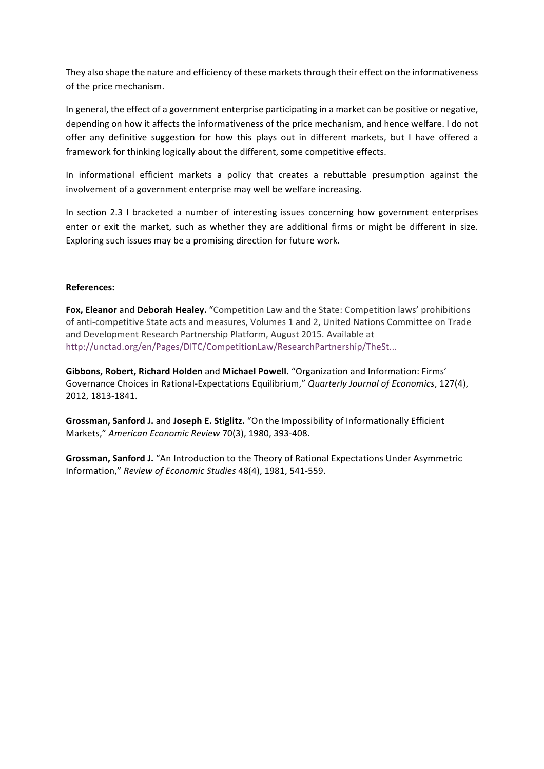They also shape the nature and efficiency of these markets through their effect on the informativeness of the price mechanism.

In general, the effect of a government enterprise participating in a market can be positive or negative, depending on how it affects the informativeness of the price mechanism, and hence welfare. I do not offer any definitive suggestion for how this plays out in different markets, but I have offered a framework for thinking logically about the different, some competitive effects.

In informational efficient markets a policy that creates a rebuttable presumption against the involvement of a government enterprise may well be welfare increasing.

In section 2.3 I bracketed a number of interesting issues concerning how government enterprises enter or exit the market, such as whether they are additional firms or might be different in size. Exploring such issues may be a promising direction for future work.

**References:**

**Fox, Eleanor** and **Deborah Healey.** "Competition Law and the State: Competition laws' prohibitions of anti-competitive State acts and measures, Volumes 1 and 2, United Nations Committee on Trade and Development Research Partnership Platform, August 2015. Available at http://unctad.org/en/Pages/DITC/CompetitionLaw/ResearchPartnership/TheSt...

**Gibbons, Robert, Richard Holden** and **Michael Powell.** "Organization and Information: Firms' Governance Choices in Rational-Expectations Equilibrium," *Quarterly Journal of Economics*, 127(4), 2012, 1813-1841.

**Grossman, Sanford J.** and **Joseph E. Stiglitz.** "On the Impossibility of Informationally Efficient Markets," *American Economic Review* 70(3), 1980, 393-408.

**Grossman, Sanford J.** "An Introduction to the Theory of Rational Expectations Under Asymmetric Information," *Review of Economic Studies* 48(4), 1981, 541-559.